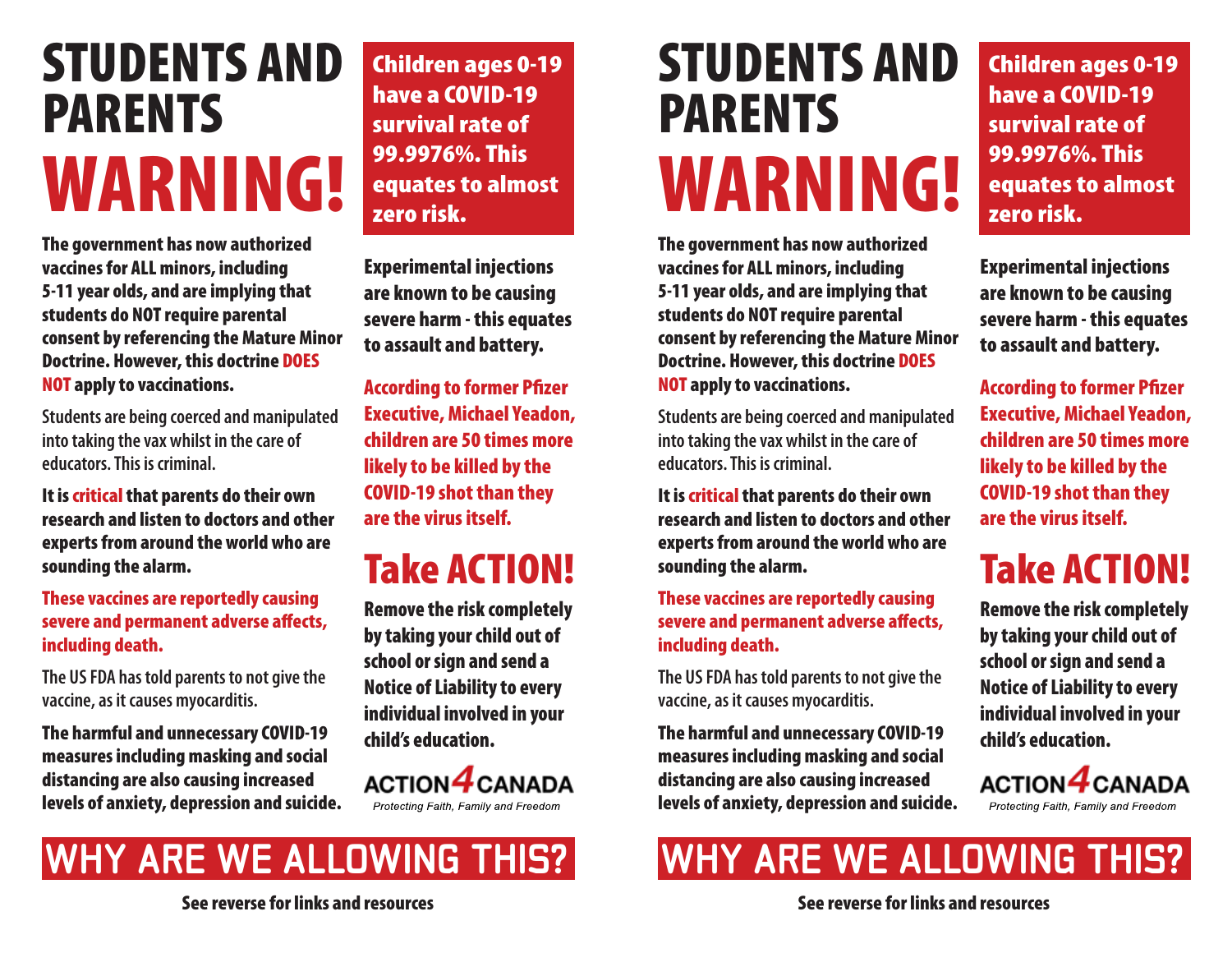# STUDENTS AND PARENTS WARNING!

**The government has now authorized vaccines for ALL minors, including 5-11 year olds, and are implying that students do NOT require parental consent by referencing the Mature Minor Doctrine. However, this doctrine DOES NOT apply to vaccinations.**

Students are being coerced and manipulated into taking the vax whilst in the care of educators. This is criminal.

**It is critical that parents do their own research and listen to doctors and other experts from around the world who are sounding the alarm.**

**These vaccines are reportedly causing severe and permanent adverse affects, including death.**

The US FDA has told parents to not give the vaccine, as it causes myocarditis.

**The harmful and unnecessary COVID-19 measures including masking and social distancing are also causing increased levels of anxiety, depression and suicide.**

**Children ages 0-19 have a COVID-19 survival rate of 99.9976%. This equates to almost zero risk.**

**Experimental injections are known to be causing severe harm - this equates to assault and battery.**

**According to former Pfizer Executive, Michael Yeadon, children are 50 times more likely to be killed by the COVID-19 shot than they are the virus itself.**

## Take ACTION!

**Remove the risk completely by taking your child out of school or sign and send a Notice of Liability to every individual involved in your child's education.**

ACTION4CANADA

*Protecting Faith, Family and Freedom*

## WHY ARE WE ALLOWING THIS?

**See reverse for links and resources**

# STUDENTS AND PARENTS WARNING!

**The government has now authorized vaccines for ALL minors, including 5-11 year olds, and are implying that students do NOT require parental consent by referencing the Mature Minor Doctrine. However, this doctrine DOES NOT apply to vaccinations.**

Students are being coerced and manipulated into taking the vax whilst in the care of educators. This is criminal.

**It is critical that parents do their own research and listen to doctors and other experts from around the world who are sounding the alarm.**

**These vaccines are reportedly causing severe and permanent adverse affects, including death.**

The US FDA has told parents to not give the vaccine, as it causes myocarditis.

**The harmful and unnecessary COVID-19 measures including masking and social distancing are also causing increased levels of anxiety, depression and suicide.**

**Children ages 0-19 have a COVID-19 survival rate of 99.9976%. This equates to almost zero risk.**

**Experimental injections are known to be causing severe harm - this equates to assault and battery.**

**According to former Pfizer Executive, Michael Yeadon, children are 50 times more likely to be killed by the COVID-19 shot than they are the virus itself.**

## Take ACTION!

**Remove the risk completely by taking your child out of school or sign and send a Notice of Liability to every individual involved in your child's education.**

ACTION4CANADA

*Protecting Faith, Family and Freedom*

## WHY ARE WE ALLOWING THIS?

**See reverse for links and resources**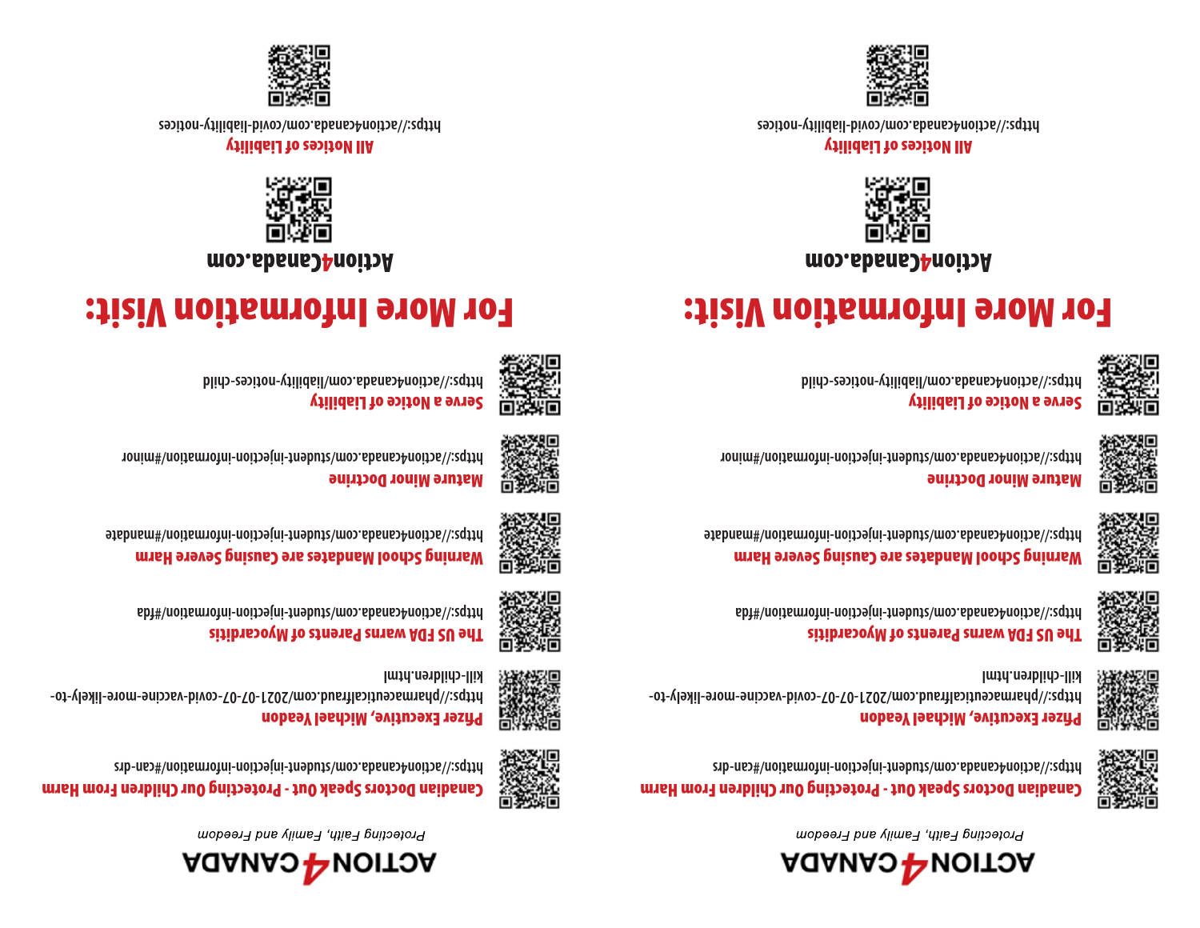ACTION4CANADA

*Protecting Faith, Family and Freedom*

**Canadian Doctors Speak Out - Protecting Our Children From Harm**
https://action4canada.com/student-injection-information/#can-drs

**Pfizer Executive, Michael Yeadon**
https://pharmaceuticalfraud.com/2021-07-07-covid-vaccine-more-likely-to-kill-children.html

**The US FDA warns Parents of Myocarditis**
https://action4canada.com/student-injection-information/#fda

**Warning School Mandates are Causing Severe Harm**
https://action4canada.com/student-injection-information/#mandate

**Mature Minor Doctrine**
https://action4canada.com/student-injection-information/#minor

**Serve a Notice of Liability**
https://action4canada.com/liability-notices-child

# For More Information Visit:

**Action4Canada.com**

**All Notices of Liability**
https://action4canada.com/covid-liability-notices

ACTION4CANADA

*Protecting Faith, Family and Freedom*

**Canadian Doctors Speak Out - Protecting Our Children From Harm**
https://action4canada.com/student-injection-information/#can-drs

**Pfizer Executive, Michael Yeadon**
https://pharmaceuticalfraud.com/2021-07-07-covid-vaccine-more-likely-to-kill-children.html

**The US FDA warns Parents of Myocarditis**
https://action4canada.com/student-injection-information/#fda

**Warning School Mandates are Causing Severe Harm**
https://action4canada.com/student-injection-information/#mandate

**Mature Minor Doctrine**
https://action4canada.com/student-injection-information/#minor

**Serve a Notice of Liability**
https://action4canada.com/liability-notices-child

# For More Information Visit:

**Action4Canada.com**

**All Notices of Liability**
https://action4canada.com/covid-liability-notices